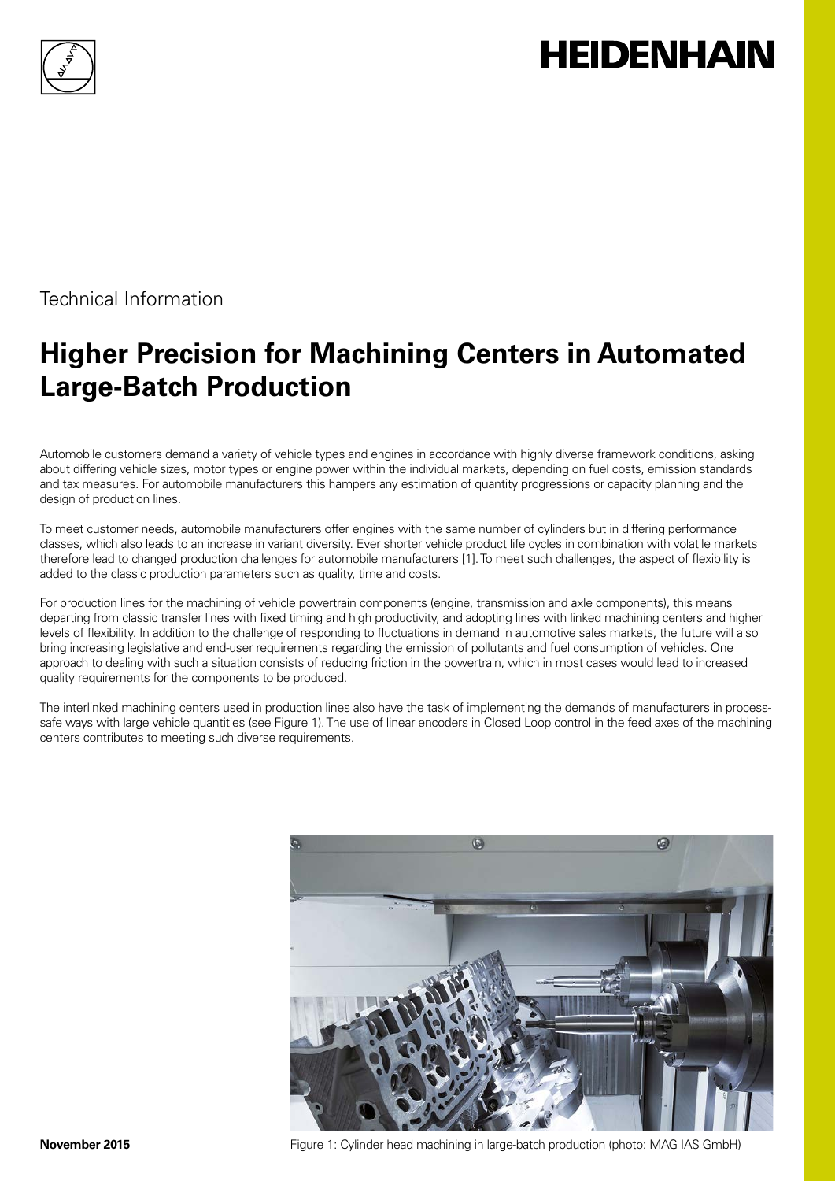# Higher Precision for Machining Centers in Automated Large-Batch Production

Technical Information

Automobile customers demand a variety of vehicle types and engines in accordance with highly diverse framework conditions, asking about differing vehicle sizes, motor types or engine power within the individual markets, depending on fuel costs, emission standards and tax measures. For automobile manufacturers this hampers any estimation of quantity progressions or capacity planning and the design of production lines.

To meet customer needs, automobile manufacturers offer engines with the same number of cylinders but in differing performance classes, which also leads to an increase in variant diversity. Ever shorter vehicle product life cycles in combination with volatile markets therefore lead to changed production challenges for automobile manufacturers [1]. To meet such challenges, the aspect of flexibility is added to the classic production parameters such as quality, time and costs.

For production lines for the machining of vehicle powertrain components (engine, transmission and axle components), this means departing from classic transfer lines with fixed timing and high productivity, and adopting lines with linked machining centers and higher levels of flexibility. In addition to the challenge of responding to fluctuations in demand in automotive sales markets, the future will also bring increasing legislative and end-user requirements regarding the emission of pollutants and fuel consumption of vehicles. One approach to dealing with such a situation consists of reducing friction in the powertrain, which in most cases would lead to increased quality requirements for the components to be produced.

The interlinked machining centers used in production lines also have the task of implementing the demands of manufacturers in process-safe ways with large vehicle quantities (see Figure 1). The use of linear encoders in Closed Loop control in the feed axes of the machining centers contributes to meeting such diverse requirements.

Figure 1: Cylinder head machining in large-batch production (photo: MAG IAS GmbH)

**November 2015**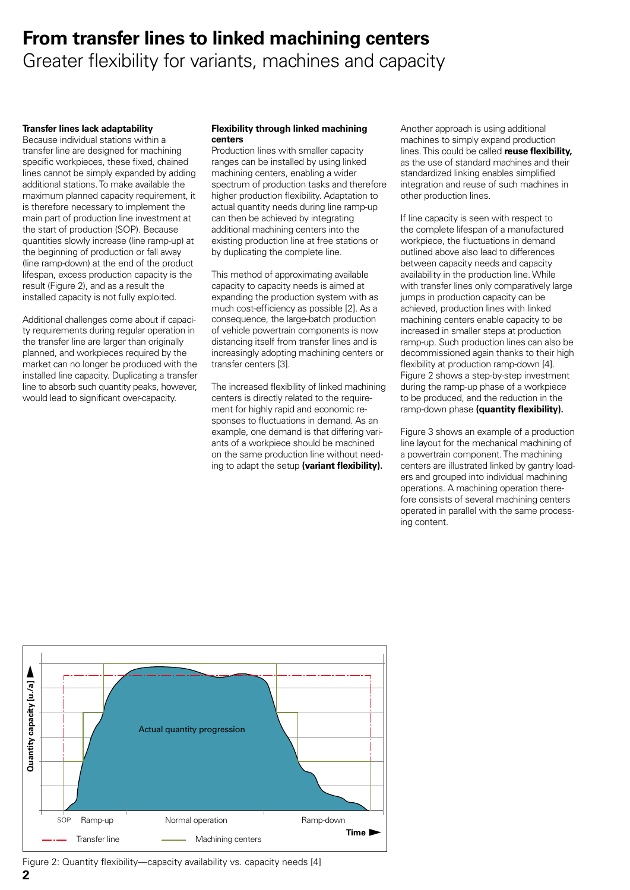# From transfer lines to linked machining centers

Greater flexibility for variants, machines and capacity

**Transfer lines lack adaptability**

Because individual stations within a transfer line are designed for machining specific workpieces, these fixed, chained lines cannot be simply expanded by adding additional stations. To make available the maximum planned capacity requirement, it is therefore necessary to implement the main part of production line investment at the start of production (SOP). Because quantities slowly increase (line ramp-up) at the beginning of production or fall away (line ramp-down) at the end of the product lifespan, excess production capacity is the result (Figure 2), and as a result the installed capacity is not fully exploited.

Additional challenges come about if capacity requirements during regular operation in the transfer line are larger than originally planned, and workpieces required by the market can no longer be produced with the installed line capacity. Duplicating a transfer line to absorb such quantity peaks, however, would lead to significant over-capacity.

**Flexibility through linked machining centers**

Production lines with smaller capacity ranges can be installed by using linked machining centers, enabling a wider spectrum of production tasks and therefore higher production flexibility. Adaptation to actual quantity needs during line ramp-up can then be achieved by integrating additional machining centers into the existing production line at free stations or by duplicating the complete line.

This method of approximating available capacity to capacity needs is aimed at expanding the production system with as much cost-efficiency as possible [2]. As a consequence, the large-batch production of vehicle powertrain components is now distancing itself from transfer lines and is increasingly adopting machining centers or transfer centers [3].

The increased flexibility of linked machining centers is directly related to the requirement for highly rapid and economic responses to fluctuations in demand. As an example, one demand is that differing variants of a workpiece should be machined on the same production line without needing to adapt the setup **(variant flexibility).**

Another approach is using additional machines to simply expand production lines. This could be called **reuse flexibility,** as the use of standard machines and their standardized linking enables simplified integration and reuse of such machines in other production lines.

If line capacity is seen with respect to the complete lifespan of a manufactured workpiece, the fluctuations in demand outlined above also lead to differences between capacity needs and capacity availability in the production line. While with transfer lines only comparatively large jumps in production capacity can be achieved, production lines with linked machining centers enable capacity to be increased in smaller steps at production ramp-up. Such production lines can also be decommissioned again thanks to their high flexibility at production ramp-down [4]. Figure 2 shows a step-by-step investment during the ramp-up phase of a workpiece to be produced, and the reduction in the ramp-down phase **(quantity flexibility).**

Figure 3 shows an example of a production line layout for the mechanical machining of a powertrain component. The machining centers are illustrated linked by gantry loaders and grouped into individual machining operations. A machining operation therefore consists of several machining centers operated in parallel with the same processing content.

Figure 2: Quantity flexibility—capacity availability vs. capacity needs [4]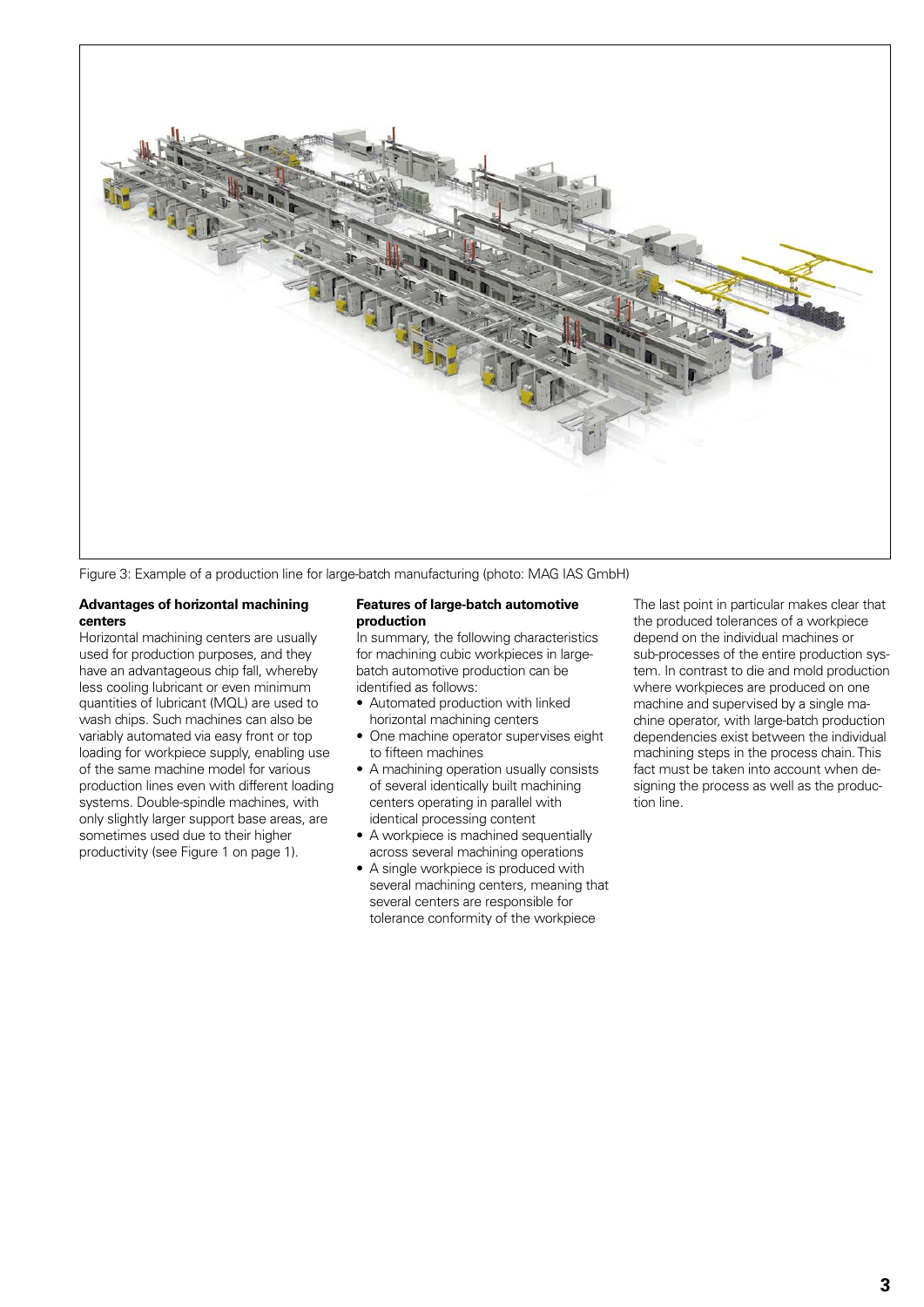Figure 3: Example of a production line for large-batch manufacturing (photo: MAG IAS GmbH)

**Advantages of horizontal machining centers**

Horizontal machining centers are usually used for production purposes, and they have an advantageous chip fall, whereby less cooling lubricant or even minimum quantities of lubricant (MQL) are used to wash chips. Such machines can also be variably automated via easy front or top loading for workpiece supply, enabling use of the same machine model for various production lines even with different loading systems. Double-spindle machines, with only slightly larger support base areas, are sometimes used due to their higher productivity (see Figure 1 on page 1).

**Features of large-batch automotive production**

In summary, the following characteristics for machining cubic workpieces in large-batch automotive production can be identified as follows:

- Automated production with linked horizontal machining centers
- One machine operator supervises eight to fifteen machines
- A machining operation usually consists of several identically built machining centers operating in parallel with identical processing content
- A workpiece is machined sequentially across several machining operations
- A single workpiece is produced with several machining centers, meaning that several centers are responsible for tolerance conformity of the workpiece

The last point in particular makes clear that the produced tolerances of a workpiece depend on the individual machines or sub-processes of the entire production system. In contrast to die and mold production where workpieces are produced on one machine and supervised by a single machine operator, with large-batch production dependencies exist between the individual machining steps in the process chain. This fact must be taken into account when designing the process as well as the production line.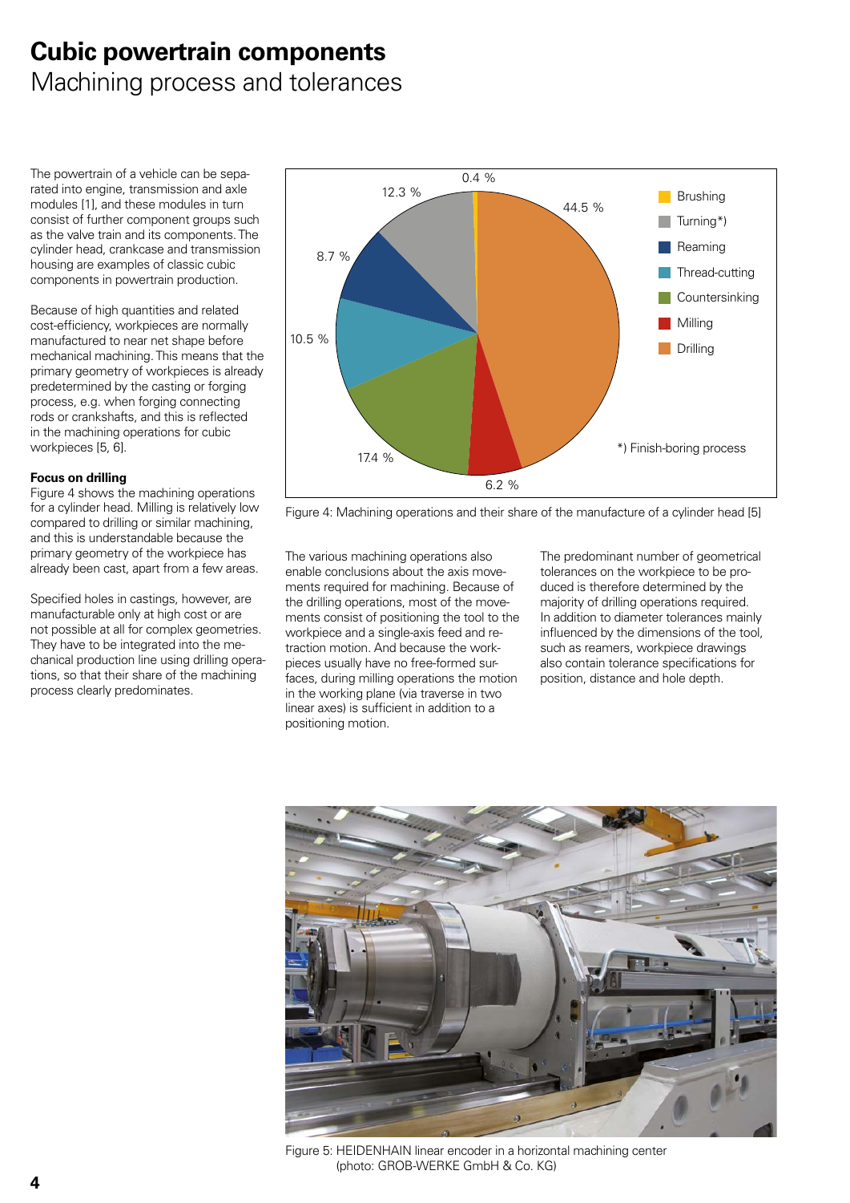# Cubic powertrain components

## Machining process and tolerances

The powertrain of a vehicle can be separated into engine, transmission and axle modules [1], and these modules in turn consist of further component groups such as the valve train and its components. The cylinder head, crankcase and transmission housing are examples of classic cubic components in powertrain production.

Because of high quantities and related cost-efficiency, workpieces are normally manufactured to near net shape before mechanical machining. This means that the primary geometry of workpieces is already predetermined by the casting or forging process, e.g. when forging connecting rods or crankshafts, and this is reflected in the machining operations for cubic workpieces [5, 6].

**Focus on drilling**

Figure 4 shows the machining operations for a cylinder head. Milling is relatively low compared to drilling or similar machining, and this is understandable because the primary geometry of the workpiece has already been cast, apart from a few areas.

Specified holes in castings, however, are manufacturable only at high cost or are not possible at all for complex geometries. They have to be integrated into the mechanical production line using drilling operations, so that their share of the machining process clearly predominates.

| Operation | Share |
|---|---|
| Brushing | 0.4 % |
| Turning*) | 12.3 % |
| Reaming | 8.7 % |
| Thread-cutting | 10.5 % |
| Countersinking | 17.4 % |
| Milling | 6.2 % |
| Drilling | 44.5 % |

*) Finish-boring process

Figure 4: Machining operations and their share of the manufacture of a cylinder head [5]

The various machining operations also enable conclusions about the axis movements required for machining. Because of the drilling operations, most of the movements consist of positioning the tool to the workpiece and a single-axis feed and retraction motion. And because the workpieces usually have no free-formed surfaces, during milling operations the motion in the working plane (via traverse in two linear axes) is sufficient in addition to a positioning motion.

The predominant number of geometrical tolerances on the workpiece to be produced is therefore determined by the majority of drilling operations required. In addition to diameter tolerances mainly influenced by the dimensions of the tool, such as reamers, workpiece drawings also contain tolerance specifications for position, distance and hole depth.

Figure 5: HEIDENHAIN linear encoder in a horizontal machining center (photo: GROB-WERKE GmbH & Co. KG)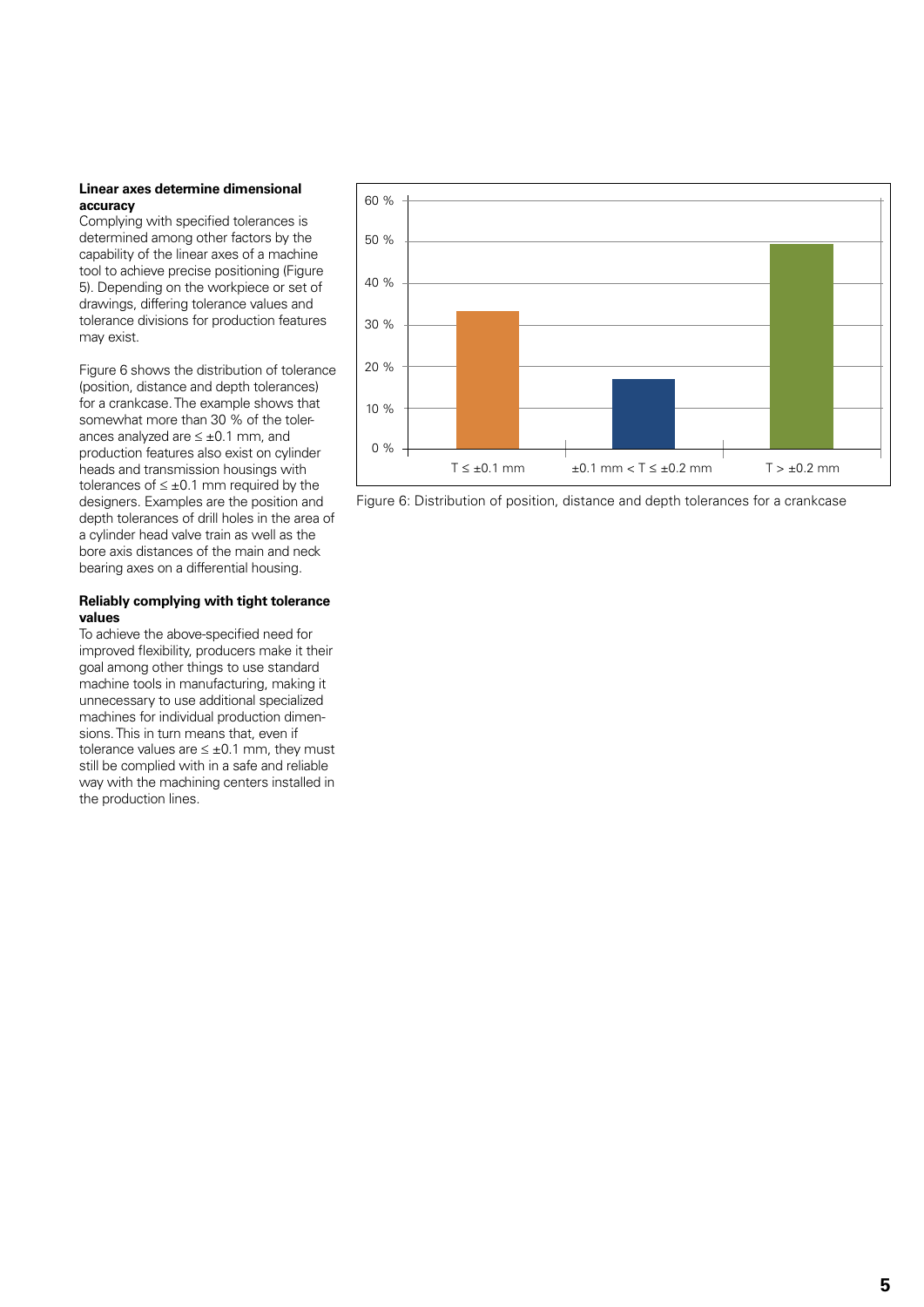**Linear axes determine dimensional accuracy**

Complying with specified tolerances is determined among other factors by the capability of the linear axes of a machine tool to achieve precise positioning (Figure 5). Depending on the workpiece or set of drawings, differing tolerance values and tolerance divisions for production features may exist.

Figure 6 shows the distribution of tolerance (position, distance and depth tolerances) for a crankcase. The example shows that somewhat more than 30 % of the tolerances analyzed are ≤ ±0.1 mm, and production features also exist on cylinder heads and transmission housings with tolerances of ≤ ±0.1 mm required by the designers. Examples are the position and depth tolerances of drill holes in the area of a cylinder head valve train as well as the bore axis distances of the main and neck bearing axes on a differential housing.

**Reliably complying with tight tolerance values**

To achieve the above-specified need for improved flexibility, producers make it their goal among other things to use standard machine tools in manufacturing, making it unnecessary to use additional specialized machines for individual production dimensions. This in turn means that, even if tolerance values are ≤ ±0.1 mm, they must still be complied with in a safe and reliable way with the machining centers installed in the production lines.

Figure 6: Distribution of position, distance and depth tolerances for a crankcase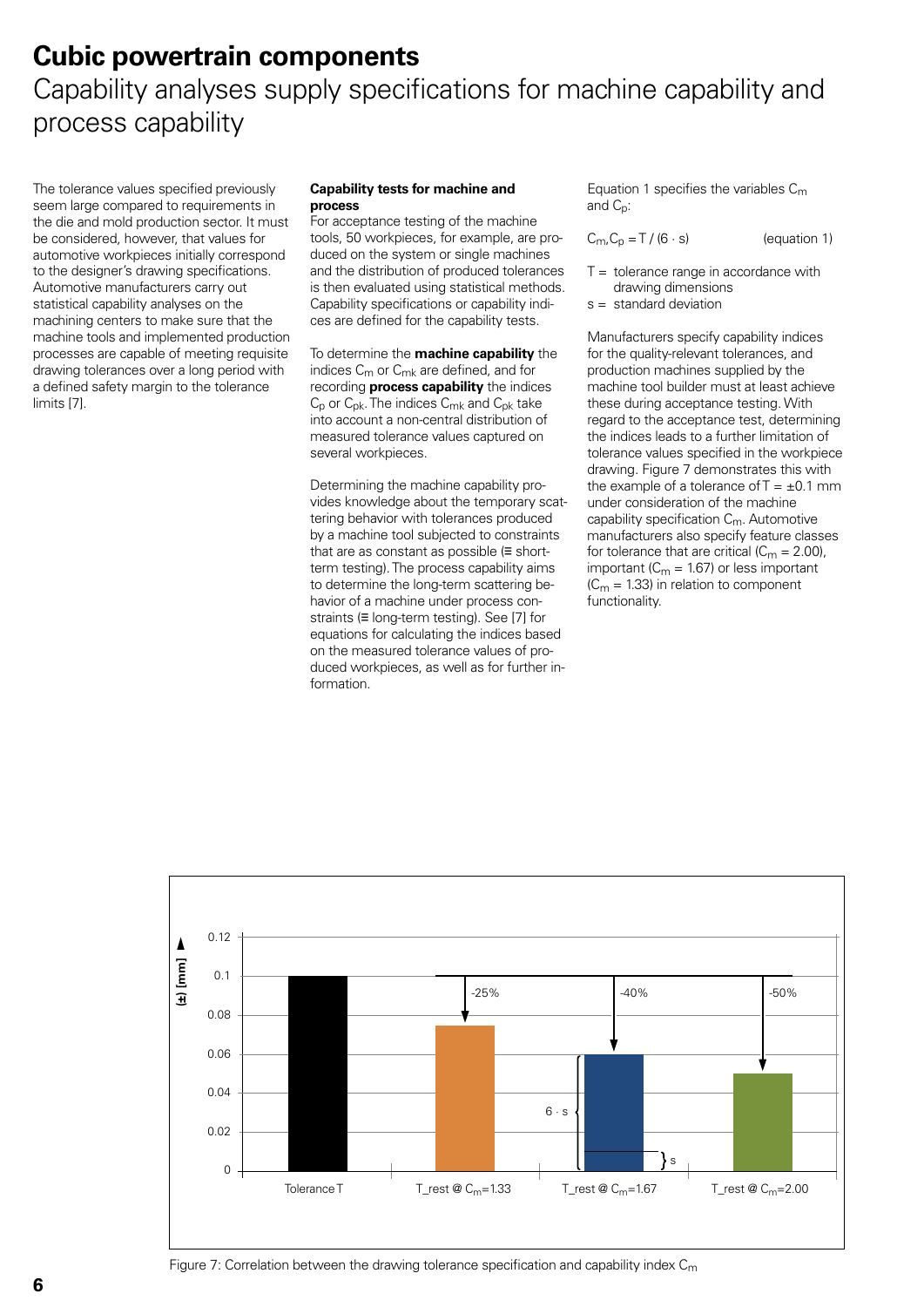# Cubic powertrain components

## Capability analyses supply specifications for machine capability and process capability

The tolerance values specified previously seem large compared to requirements in the die and mold production sector. It must be considered, however, that values for automotive workpieces initially correspond to the designer's drawing specifications. Automotive manufacturers carry out statistical capability analyses on the machining centers to make sure that the machine tools and implemented production processes are capable of meeting requisite drawing tolerances over a long period with a defined safety margin to the tolerance limits [7].

**Capability tests for machine and process**

For acceptance testing of the machine tools, 50 workpieces, for example, are produced on the system or single machines and the distribution of produced tolerances is then evaluated using statistical methods. Capability specifications or capability indices are defined for the capability tests.

To determine the **machine capability** the indices $C_m$ or $C_{mk}$ are defined, and for recording **process capability** the indices $C_p$ or $C_{pk}$. The indices $C_{mk}$ and $C_{pk}$ take into account a non-central distribution of measured tolerance values captured on several workpieces.

Determining the machine capability provides knowledge about the temporary scattering behavior with tolerances produced by a machine tool subjected to constraints that are as constant as possible (≡ short-term testing). The process capability aims to determine the long-term scattering behavior of a machine under process constraints (≡ long-term testing). See [7] for equations for calculating the indices based on the measured tolerance values of produced workpieces, as well as for further information.

Equation 1 specifies the variables $C_m$ and $C_p$:

$$C_m, C_p = T / (6 \cdot s) \qquad \text{(equation 1)}$$

T = tolerance range in accordance with drawing dimensions
s = standard deviation

Manufacturers specify capability indices for the quality-relevant tolerances, and production machines supplied by the machine tool builder must at least achieve these during acceptance testing. With regard to the acceptance test, determining the indices leads to a further limitation of tolerance values specified in the workpiece drawing. Figure 7 demonstrates this with the example of a tolerance of T = ±0.1 mm under consideration of the machine capability specification $C_m$. Automotive manufacturers also specify feature classes for tolerance that are critical ($C_m$ = 2.00), important ($C_m$ = 1.67) or less important ($C_m$ = 1.33) in relation to component functionality.

| | Tolerance T | T_rest @ $C_m$=1.33 | T_rest @ $C_m$=1.67 | T_rest @ $C_m$=2.00 |
|---|---|---|---|---|
| (±) [mm] | 0.1 | 0.075 (-25%) | 0.06 (-40%) | 0.05 (-50%) |

Figure 7: Correlation between the drawing tolerance specification and capability index $C_m$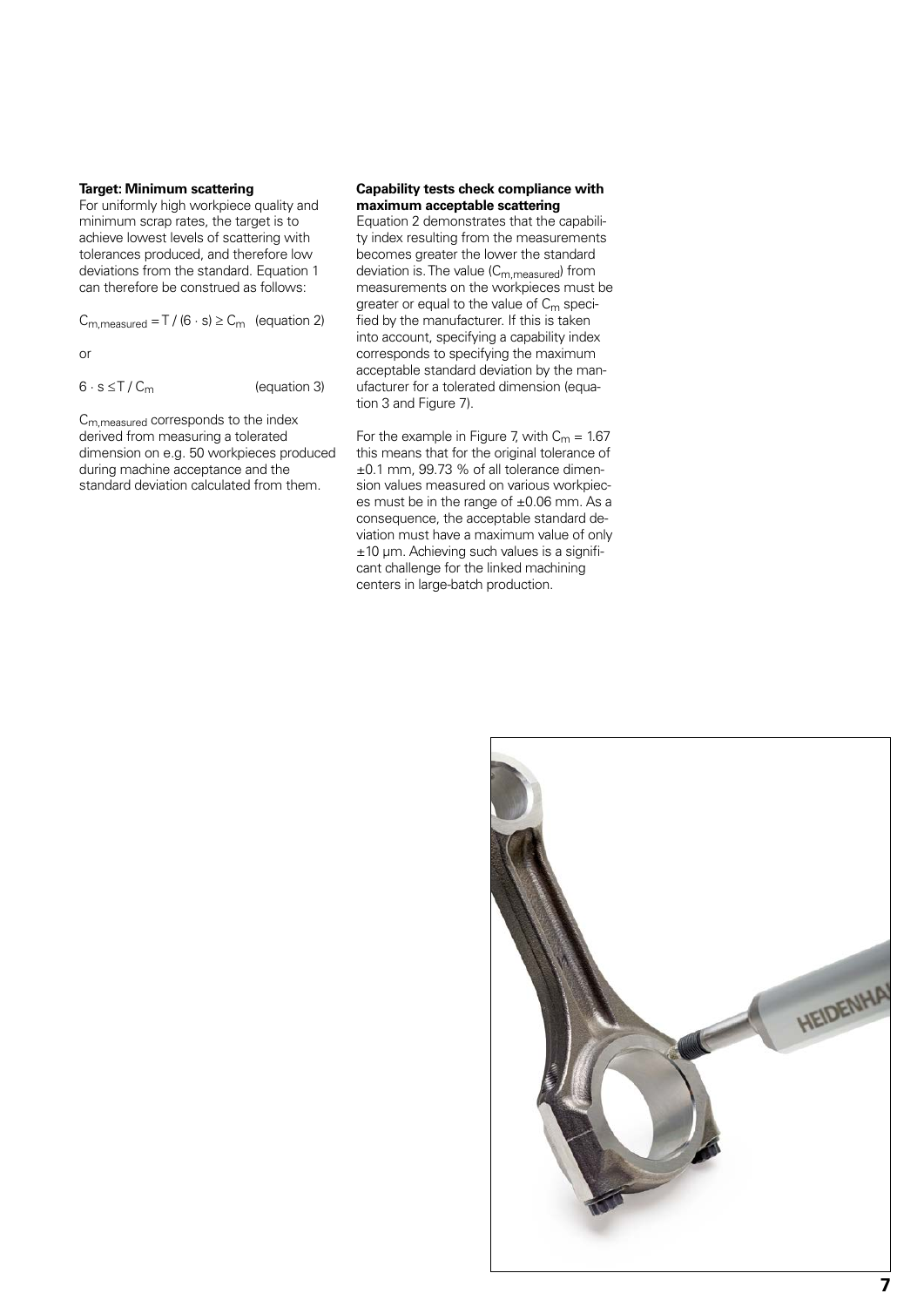**Target: Minimum scattering**

For uniformly high workpiece quality and minimum scrap rates, the target is to achieve lowest levels of scattering with tolerances produced, and therefore low deviations from the standard. Equation 1 can therefore be construed as follows:

$$C_{m,measured} = T / (6 \cdot s) \geq C_m \quad \text{(equation 2)}$$

or

$$6 \cdot s \leq T / C_m \quad \text{(equation 3)}$$

$C_{m,measured}$ corresponds to the index derived from measuring a tolerated dimension on e.g. 50 workpieces produced during machine acceptance and the standard deviation calculated from them.

**Capability tests check compliance with maximum acceptable scattering**

Equation 2 demonstrates that the capability index resulting from the measurements becomes greater the lower the standard deviation is. The value ($C_{m,measured}$) from measurements on the workpieces must be greater or equal to the value of $C_m$ specified by the manufacturer. If this is taken into account, specifying a capability index corresponds to specifying the maximum acceptable standard deviation by the manufacturer for a tolerated dimension (equation 3 and Figure 7).

For the example in Figure 7, with $C_m = 1.67$ this means that for the original tolerance of ±0.1 mm, 99.73 % of all tolerance dimension values measured on various workpieces must be in the range of ±0.06 mm. As a consequence, the acceptable standard deviation must have a maximum value of only ±10 µm. Achieving such values is a significant challenge for the linked machining centers in large-batch production.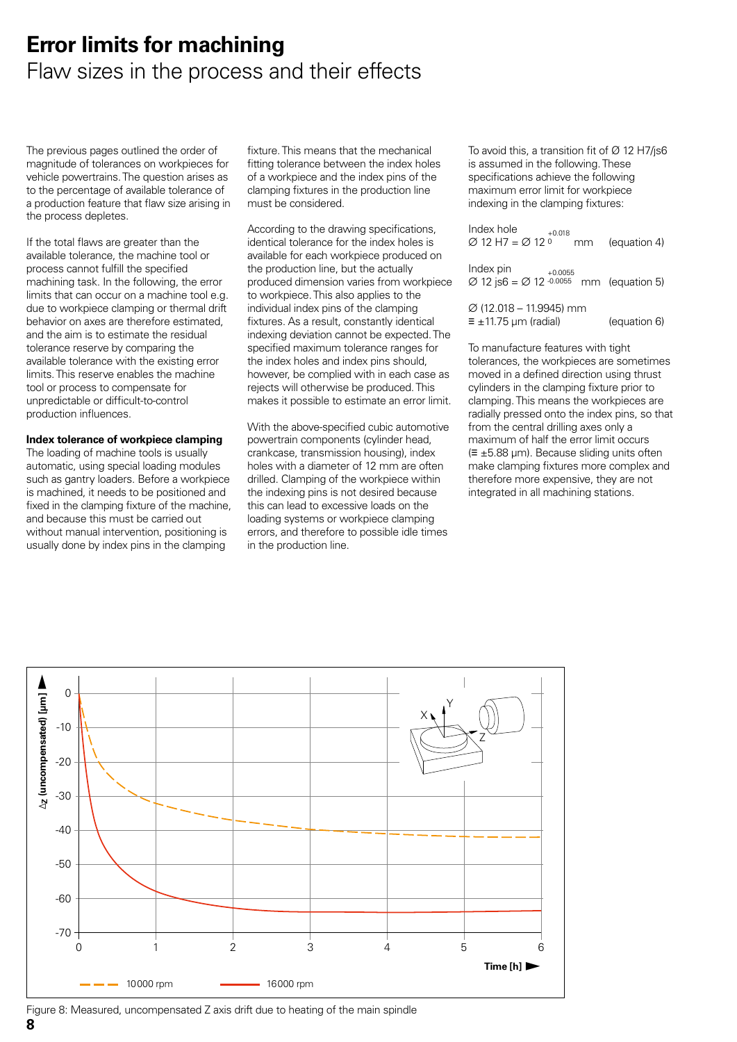# Error limits for machining

## Flaw sizes in the process and their effects

The previous pages outlined the order of magnitude of tolerances on workpieces for vehicle powertrains. The question arises as to the percentage of available tolerance of a production feature that flaw size arising in the process depletes.

If the total flaws are greater than the available tolerance, the machine tool or process cannot fulfill the specified machining task. In the following, the error limits that can occur on a machine tool e.g. due to workpiece clamping or thermal drift behavior on axes are therefore estimated, and the aim is to estimate the residual tolerance reserve by comparing the available tolerance with the existing error limits. This reserve enables the machine tool or process to compensate for unpredictable or difficult-to-control production influences.

**Index tolerance of workpiece clamping**

The loading of machine tools is usually automatic, using special loading modules such as gantry loaders. Before a workpiece is machined, it needs to be positioned and fixed in the clamping fixture of the machine, and because this must be carried out without manual intervention, positioning is usually done by index pins in the clamping fixture. This means that the mechanical fitting tolerance between the index holes of a workpiece and the index pins of the clamping fixtures in the production line must be considered.

According to the drawing specifications, identical tolerance for the index holes is available for each workpiece produced on the production line, but the actually produced dimension varies from workpiece to workpiece. This also applies to the individual index pins of the clamping fixtures. As a result, constantly identical indexing deviation cannot be expected. The specified maximum tolerance ranges for the index holes and index pins should, however, be complied with in each case as rejects will otherwise be produced. This makes it possible to estimate an error limit.

With the above-specified cubic automotive powertrain components (cylinder head, crankcase, transmission housing), index holes with a diameter of 12 mm are often drilled. Clamping of the workpiece within the indexing pins is not desired because this can lead to excessive loads on the loading systems or workpiece clamping errors, and therefore to possible idle times in the production line.

To avoid this, a transition fit of Ø 12 H7/js6 is assumed in the following. These specifications achieve the following maximum error limit for workpiece indexing in the clamping fixtures:

Index hole
$$\varnothing\ 12\ \text{H7} = \varnothing\ 12^{+0.018}_{\ 0}\ \text{mm} \qquad \text{(equation 4)}$$

Index pin
$$\varnothing\ 12\ \text{js6} = \varnothing\ 12^{+0.0055}_{-0.0055}\ \text{mm} \qquad \text{(equation 5)}$$

$$\varnothing\ (12.018 - 11.9945)\ \text{mm} \equiv \pm 11.75\ \mu\text{m (radial)} \qquad \text{(equation 6)}$$

To manufacture features with tight tolerances, the workpieces are sometimes moved in a defined direction using thrust cylinders in the clamping fixture prior to clamping. This means the workpieces are radially pressed onto the index pins, so that from the central drilling axes only a maximum of half the error limit occurs (≡ ±5.88 µm). Because sliding units often make clamping fixtures more complex and therefore more expensive, they are not integrated in all machining stations.

Figure 8: Measured, uncompensated Z axis drift due to heating of the main spindle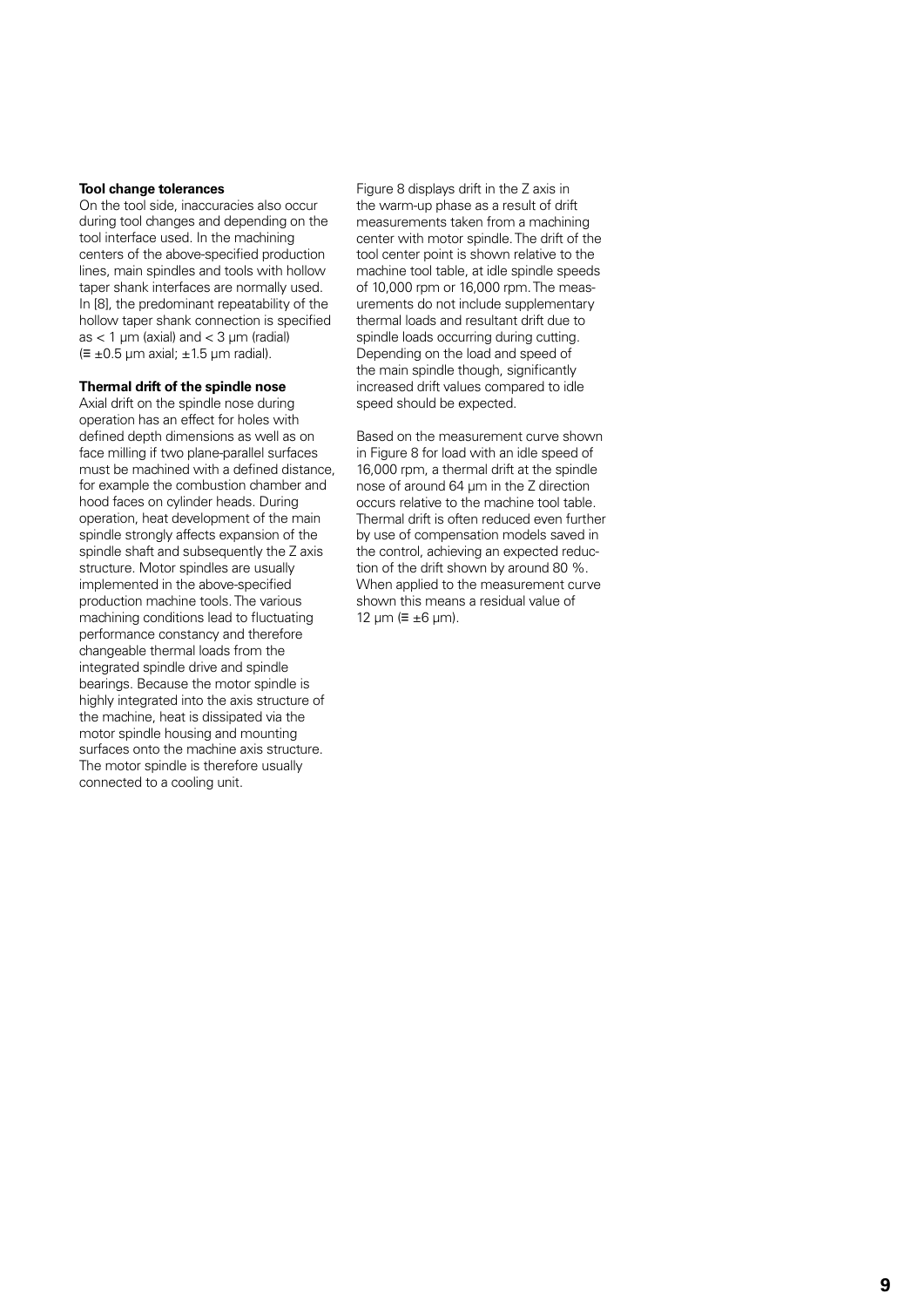**Tool change tolerances**

On the tool side, inaccuracies also occur during tool changes and depending on the tool interface used. In the machining centers of the above-specified production lines, main spindles and tools with hollow taper shank interfaces are normally used. In [8], the predominant repeatability of the hollow taper shank connection is specified as < 1 µm (axial) and < 3 µm (radial) (≡ ±0.5 µm axial; ±1.5 µm radial).

**Thermal drift of the spindle nose**

Axial drift on the spindle nose during operation has an effect for holes with defined depth dimensions as well as on face milling if two plane-parallel surfaces must be machined with a defined distance, for example the combustion chamber and hood faces on cylinder heads. During operation, heat development of the main spindle strongly affects expansion of the spindle shaft and subsequently the Z axis structure. Motor spindles are usually implemented in the above-specified production machine tools. The various machining conditions lead to fluctuating performance constancy and therefore changeable thermal loads from the integrated spindle drive and spindle bearings. Because the motor spindle is highly integrated into the axis structure of the machine, heat is dissipated via the motor spindle housing and mounting surfaces onto the machine axis structure. The motor spindle is therefore usually connected to a cooling unit.

Figure 8 displays drift in the Z axis in the warm-up phase as a result of drift measurements taken from a machining center with motor spindle. The drift of the tool center point is shown relative to the machine tool table, at idle spindle speeds of 10,000 rpm or 16,000 rpm. The measurements do not include supplementary thermal loads and resultant drift due to spindle loads occurring during cutting. Depending on the load and speed of the main spindle though, significantly increased drift values compared to idle speed should be expected.

Based on the measurement curve shown in Figure 8 for load with an idle speed of 16,000 rpm, a thermal drift at the spindle nose of around 64 µm in the Z direction occurs relative to the machine tool table. Thermal drift is often reduced even further by use of compensation models saved in the control, achieving an expected reduction of the drift shown by around 80 %. When applied to the measurement curve shown this means a residual value of 12 µm (≡ ±6 µm).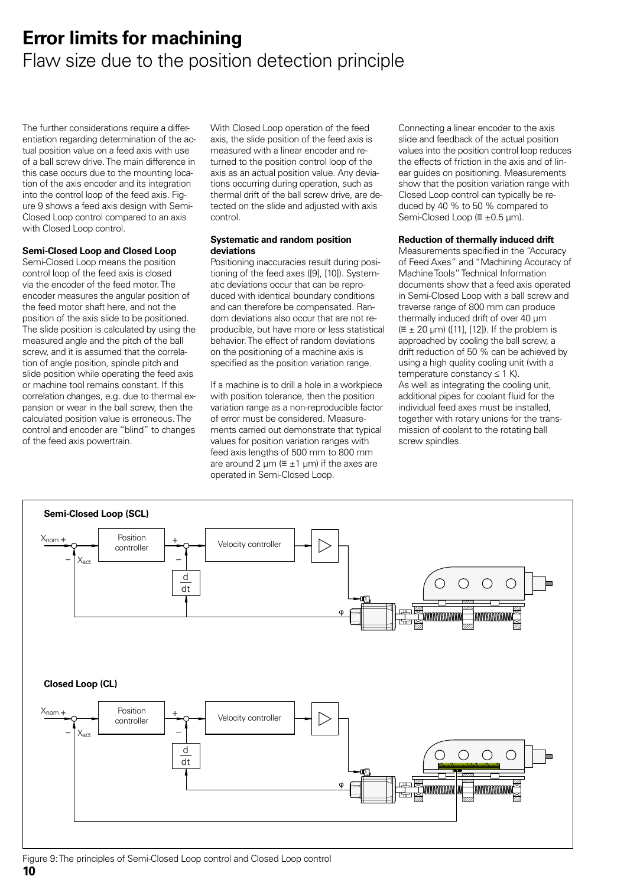# Error limits for machining

## Flaw size due to the position detection principle

The further considerations require a differentiation regarding determination of the actual position value on a feed axis with use of a ball screw drive. The main difference in this case occurs due to the mounting location of the axis encoder and its integration into the control loop of the feed axis. Figure 9 shows a feed axis design with Semi-Closed Loop control compared to an axis with Closed Loop control.

**Semi-Closed Loop and Closed Loop**

Semi-Closed Loop means the position control loop of the feed axis is closed via the encoder of the feed motor. The encoder measures the angular position of the feed motor shaft here, and not the position of the axis slide to be positioned. The slide position is calculated by using the measured angle and the pitch of the ball screw, and it is assumed that the correlation of angle position, spindle pitch and slide position while operating the feed axis or machine tool remains constant. If this correlation changes, e.g. due to thermal expansion or wear in the ball screw, then the calculated position value is erroneous. The control and encoder are "blind" to changes of the feed axis powertrain.

With Closed Loop operation of the feed axis, the slide position of the feed axis is measured with a linear encoder and returned to the position control loop of the axis as an actual position value. Any deviations occurring during operation, such as thermal drift of the ball screw drive, are detected on the slide and adjusted with axis control.

**Systematic and random position deviations**

Positioning inaccuracies result during positioning of the feed axes ([9], [10]). Systematic deviations occur that can be reproduced with identical boundary conditions and can therefore be compensated. Random deviations also occur that are not reproducible, but have more or less statistical behavior. The effect of random deviations on the positioning of a machine axis is specified as the position variation range.

If a machine is to drill a hole in a workpiece with position tolerance, then the position variation range as a non-reproducible factor of error must be considered. Measurements carried out demonstrate that typical values for position variation ranges with feed axis lengths of 500 mm to 800 mm are around 2 µm (≡ ±1 µm) if the axes are operated in Semi-Closed Loop.

Connecting a linear encoder to the axis slide and feedback of the actual position values into the position control loop reduces the effects of friction in the axis and of linear guides on positioning. Measurements show that the position variation range with Closed Loop control can typically be reduced by 40 % to 50 % compared to Semi-Closed Loop (≡ ±0.5 µm).

**Reduction of thermally induced drift**

Measurements specified in the "Accuracy of Feed Axes" and "Machining Accuracy of Machine Tools" Technical Information documents show that a feed axis operated in Semi-Closed Loop with a ball screw and traverse range of 800 mm can produce thermally induced drift of over 40 µm (≡ ± 20 µm) ([11], [12]). If the problem is approached by cooling the ball screw, a drift reduction of 50 % can be achieved by using a high quality cooling unit (with a temperature constancy ≤ 1 K).
As well as integrating the cooling unit, additional pipes for coolant fluid for the individual feed axes must be installed, together with rotary unions for the transmission of coolant to the rotating ball screw spindles.

**Semi-Closed Loop (SCL)**

$X_{nom}$, $X_{act}$, Position controller, Velocity controller, $\frac{d}{dt}$, φ

**Closed Loop (CL)**

$X_{nom}$, $X_{act}$, Position controller, Velocity controller, $\frac{d}{dt}$, φ

Figure 9: The principles of Semi-Closed Loop control and Closed Loop control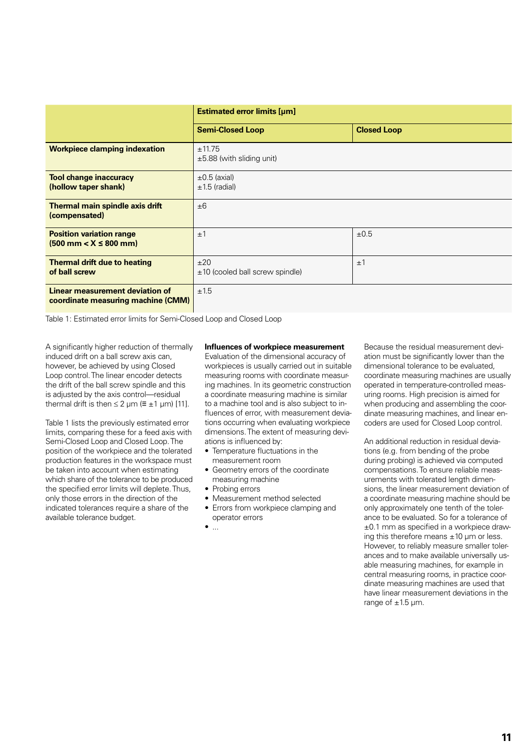| | Estimated error limits [µm] | |
|---|---|---|
| | **Semi-Closed Loop** | **Closed Loop** |
| **Workpiece clamping indexation** | ±11.75<br>±5.88 (with sliding unit) | |
| **Tool change inaccuracy (hollow taper shank)** | ±0.5 (axial)<br>±1.5 (radial) | |
| **Thermal main spindle axis drift (compensated)** | ±6 | |
| **Position variation range (500 mm < X ≤ 800 mm)** | ±1 | ±0.5 |
| **Thermal drift due to heating of ball screw** | ±20<br>±10 (cooled ball screw spindle) | ±1 |
| **Linear measurement deviation of coordinate measuring machine (CMM)** | ±1.5 | |

Table 1: Estimated error limits for Semi-Closed Loop and Closed Loop

A significantly higher reduction of thermally induced drift on a ball screw axis can, however, be achieved by using Closed Loop control. The linear encoder detects the drift of the ball screw spindle and this is adjusted by the axis control—residual thermal drift is then ≤ 2 µm (≡ ±1 µm) [11].

Table 1 lists the previously estimated error limits, comparing these for a feed axis with Semi-Closed Loop and Closed Loop. The position of the workpiece and the tolerated production features in the workspace must be taken into account when estimating which share of the tolerance to be produced the specified error limits will deplete. Thus, only those errors in the direction of the indicated tolerances require a share of the available tolerance budget.

**Influences of workpiece measurement**

Evaluation of the dimensional accuracy of workpieces is usually carried out in suitable measuring rooms with coordinate measuring machines. In its geometric construction a coordinate measuring machine is similar to a machine tool and is also subject to influences of error, with measurement deviations occurring when evaluating workpiece dimensions. The extent of measuring deviations is influenced by:

- Temperature fluctuations in the measurement room
- Geometry errors of the coordinate measuring machine
- Probing errors
- Measurement method selected
- Errors from workpiece clamping and operator errors
- ...

Because the residual measurement deviation must be significantly lower than the dimensional tolerance to be evaluated, coordinate measuring machines are usually operated in temperature-controlled measuring rooms. High precision is aimed for when producing and assembling the coordinate measuring machines, and linear encoders are used for Closed Loop control.

An additional reduction in residual deviations (e.g. from bending of the probe during probing) is achieved via computed compensations. To ensure reliable measurements with toleranced length dimensions, the linear measurement deviation of a coordinate measuring machine should be only approximately one tenth of the tolerance to be evaluated. So for a tolerance of ±0.1 mm as specified in a workpiece drawing this therefore means ±10 µm or less. However, to reliably measure smaller tolerances and to make available universally usable measuring machines, for example in central measuring rooms, in practice coordinate measuring machines are used that have linear measurement deviations in the range of ±1.5 µm.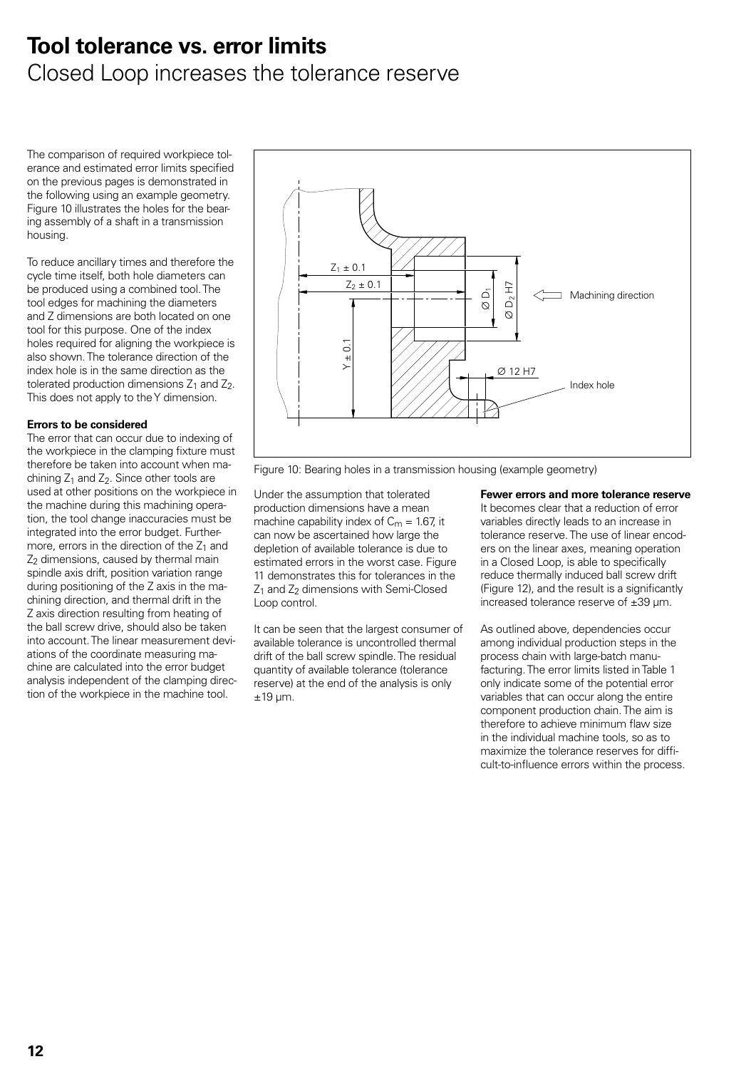# Tool tolerance vs. error limits

## Closed Loop increases the tolerance reserve

The comparison of required workpiece tolerance and estimated error limits specified on the previous pages is demonstrated in the following using an example geometry. Figure 10 illustrates the holes for the bearing assembly of a shaft in a transmission housing.

To reduce ancillary times and therefore the cycle time itself, both hole diameters can be produced using a combined tool. The tool edges for machining the diameters and Z dimensions are both located on one tool for this purpose. One of the index holes required for aligning the workpiece is also shown. The tolerance direction of the index hole is in the same direction as the tolerated production dimensions $Z_1$ and $Z_2$. This does not apply to the Y dimension.

**Errors to be considered**

The error that can occur due to indexing of the workpiece in the clamping fixture must therefore be taken into account when machining $Z_1$ and $Z_2$. Since other tools are used at other positions on the workpiece in the machine during this machining operation, the tool change inaccuracies must be integrated into the error budget. Furthermore, errors in the direction of the $Z_1$ and $Z_2$ dimensions, caused by thermal main spindle axis drift, position variation range during positioning of the Z axis in the machining direction, and thermal drift in the Z axis direction resulting from heating of the ball screw drive, should also be taken into account. The linear measurement deviations of the coordinate measuring machine are calculated into the error budget analysis independent of the clamping direction of the workpiece in the machine tool.

Figure 10: Bearing holes in a transmission housing (example geometry)

Under the assumption that tolerated production dimensions have a mean machine capability index of $C_m = 1.67$, it can now be ascertained how large the depletion of available tolerance is due to estimated errors in the worst case. Figure 11 demonstrates this for tolerances in the $Z_1$ and $Z_2$ dimensions with Semi-Closed Loop control.

It can be seen that the largest consumer of available tolerance is uncontrolled thermal drift of the ball screw spindle. The residual quantity of available tolerance (tolerance reserve) at the end of the analysis is only ±19 µm.

**Fewer errors and more tolerance reserve**

It becomes clear that a reduction of error variables directly leads to an increase in tolerance reserve. The use of linear encoders on the linear axes, meaning operation in a Closed Loop, is able to specifically reduce thermally induced ball screw drift (Figure 12), and the result is a significantly increased tolerance reserve of ±39 µm.

As outlined above, dependencies occur among individual production steps in the process chain with large-batch manufacturing. The error limits listed in Table 1 only indicate some of the potential error variables that can occur along the entire component production chain. The aim is therefore to achieve minimum flaw size in the individual machine tools, so as to maximize the tolerance reserves for difficult-to-influence errors within the process.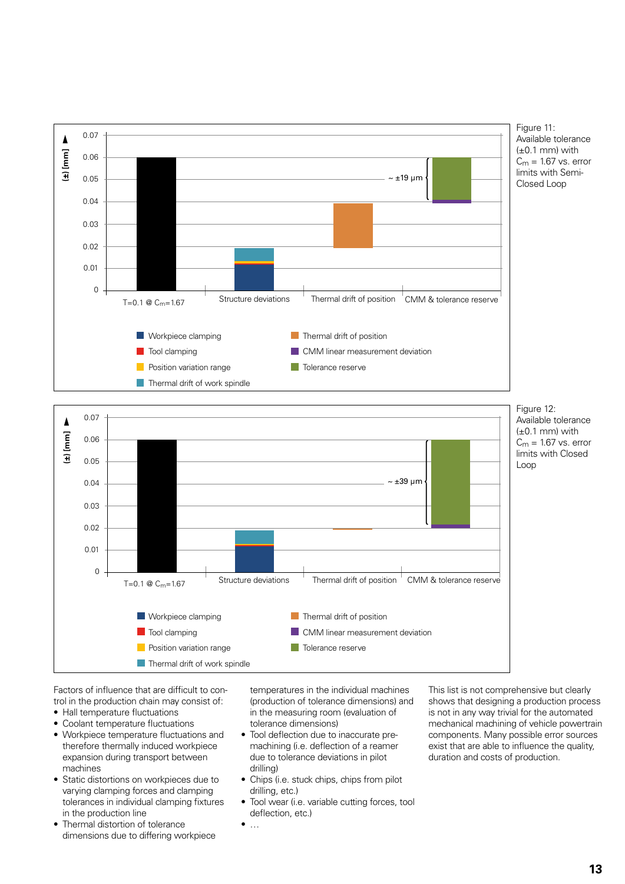Figure 11: Available tolerance (±0.1 mm) with $C_m$ = 1.67 vs. error limits with Semi-Closed Loop

Figure 12: Available tolerance (±0.1 mm) with $C_m$ = 1.67 vs. error limits with Closed Loop

Factors of influence that are difficult to control in the production chain may consist of:

- Hall temperature fluctuations
- Coolant temperature fluctuations
- Workpiece temperature fluctuations and therefore thermally induced workpiece expansion during transport between machines
- Static distortions on workpieces due to varying clamping forces and clamping tolerances in individual clamping fixtures in the production line
- Thermal distortion of tolerance dimensions due to differing workpiece temperatures in the individual machines (production of tolerance dimensions) and in the measuring room (evaluation of tolerance dimensions)
- Tool deflection due to inaccurate pre-machining (i.e. deflection of a reamer due to tolerance deviations in pilot drilling)
- Chips (i.e. stuck chips, chips from pilot drilling, etc.)
- Tool wear (i.e. variable cutting forces, tool deflection, etc.)
- …

This list is not comprehensive but clearly shows that designing a production process is not in any way trivial for the automated mechanical machining of vehicle powertrain components. Many possible error sources exist that are able to influence the quality, duration and costs of production.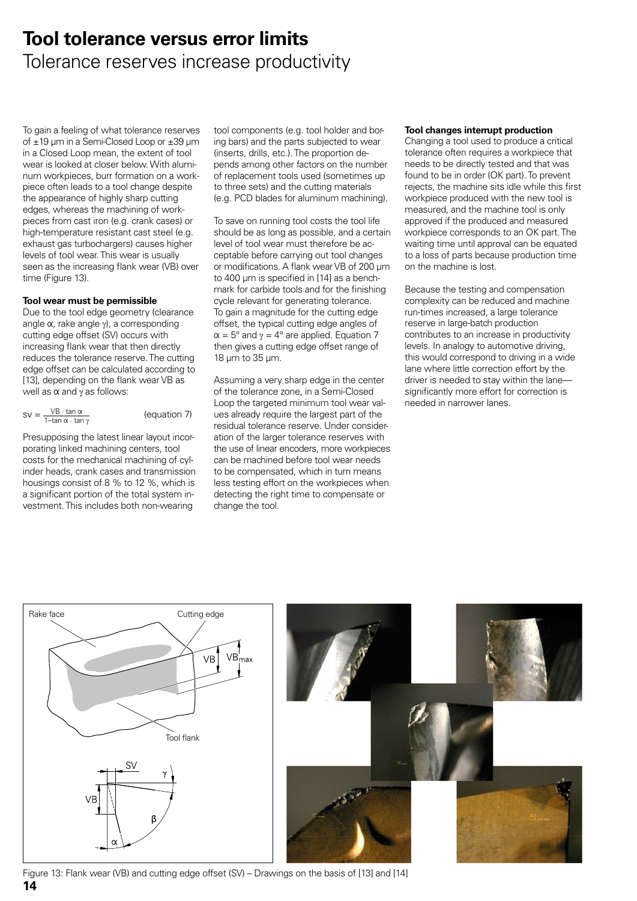# Tool tolerance versus error limits

## Tolerance reserves increase productivity

To gain a feeling of what tolerance reserves of ±19 µm in a Semi-Closed Loop or ±39 µm in a Closed Loop mean, the extent of tool wear is looked at closer below. With aluminum workpieces, burr formation on a workpiece often leads to a tool change despite the appearance of highly sharp cutting edges, whereas the machining of workpieces from cast iron (e.g. crank cases) or high-temperature resistant cast steel (e.g. exhaust gas turbochargers) causes higher levels of tool wear. This wear is usually seen as the increasing flank wear (VB) over time (Figure 13).

**Tool wear must be permissible**

Due to the tool edge geometry (clearance angle $\alpha$, rake angle $\gamma$), a corresponding cutting edge offset (SV) occurs with increasing flank wear that then directly reduces the tolerance reserve. The cutting edge offset can be calculated according to [13], depending on the flank wear VB as well as $\alpha$ and $\gamma$ as follows:

$$SV = \frac{VB \cdot \tan \alpha}{1 - \tan \alpha \cdot \tan \gamma} \quad \text{(equation 7)}$$

Presupposing the latest linear layout incorporating linked machining centers, tool costs for the mechanical machining of cylinder heads, crank cases and transmission housings consist of 8 % to 12 %, which is a significant portion of the total system investment. This includes both non-wearing tool components (e.g. tool holder and boring bars) and the parts subjected to wear (inserts, drills, etc.). The proportion depends among other factors on the number of replacement tools used (sometimes up to three sets) and the cutting materials (e.g. PCD blades for aluminum machining).

To save on running tool costs the tool life should be as long as possible, and a certain level of tool wear must therefore be acceptable before carrying out tool changes or modifications. A flank wear VB of 200 µm to 400 µm is specified in [14] as a benchmark for carbide tools and for the finishing cycle relevant for generating tolerance. To gain a magnitude for the cutting edge offset, the typical cutting edge angles of $\alpha = 5°$ and $\gamma = 4°$ are applied. Equation 7 then gives a cutting edge offset range of 18 µm to 35 µm.

Assuming a very sharp edge in the center of the tolerance zone, in a Semi-Closed Loop the targeted minimum tool wear values already require the largest part of the residual tolerance reserve. Under consideration of the larger tolerance reserves with the use of linear encoders, more workpieces can be machined before tool wear needs to be compensated, which in turn means less testing effort on the workpieces when detecting the right time to compensate or change the tool.

**Tool changes interrupt production**

Changing a tool used to produce a critical tolerance often requires a workpiece that needs to be directly tested and that was found to be in order (OK part). To prevent rejects, the machine sits idle while this first workpiece produced with the new tool is measured, and the machine tool is only approved if the produced and measured workpiece corresponds to an OK part. The waiting time until approval can be equated to a loss of parts because production time on the machine is lost.

Because the testing and compensation complexity can be reduced and machine run-times increased, a large tolerance reserve in large-batch production contributes to an increase in productivity levels. In analogy to automotive driving, this would correspond to driving in a wide lane where little correction effort by the driver is needed to stay within the lane—significantly more effort for correction is needed in narrower lanes.

Figure 13: Flank wear (VB) and cutting edge offset (SV) – Drawings on the basis of [13] and [14]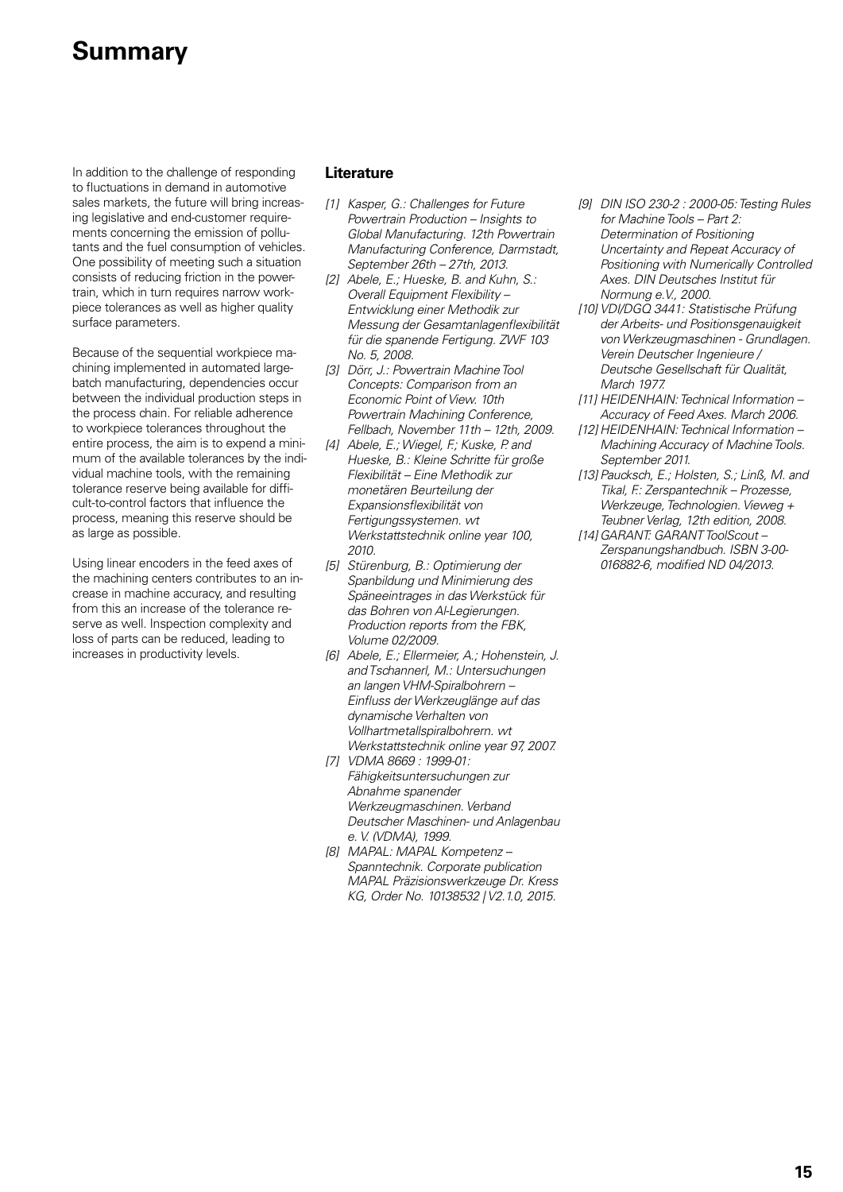# Summary

In addition to the challenge of responding to fluctuations in demand in automotive sales markets, the future will bring increasing legislative and end-customer requirements concerning the emission of pollutants and the fuel consumption of vehicles. One possibility of meeting such a situation consists of reducing friction in the powertrain, which in turn requires narrow workpiece tolerances as well as higher quality surface parameters.

Because of the sequential workpiece machining implemented in automated large-batch manufacturing, dependencies occur between the individual production steps in the process chain. For reliable adherence to workpiece tolerances throughout the entire process, the aim is to expend a minimum of the available tolerances by the individual machine tools, with the remaining tolerance reserve being available for difficult-to-control factors that influence the process, meaning this reserve should be as large as possible.

Using linear encoders in the feed axes of the machining centers contributes to an increase in machine accuracy, and resulting from this an increase of the tolerance reserve as well. Inspection complexity and loss of parts can be reduced, leading to increases in productivity levels.

## Literature

*[1] Kasper, G.: Challenges for Future Powertrain Production – Insights to Global Manufacturing. 12th Powertrain Manufacturing Conference, Darmstadt, September 26th – 27th, 2013.*

*[2] Abele, E.; Hueske, B. and Kuhn, S.: Overall Equipment Flexibility – Entwicklung einer Methodik zur Messung der Gesamtanlagenflexibilität für die spanende Fertigung. ZWF 103 No. 5, 2008.*

*[3] Dörr, J.: Powertrain Machine Tool Concepts: Comparison from an Economic Point of View. 10th Powertrain Machining Conference, Fellbach, November 11th – 12th, 2009.*

*[4] Abele, E.; Wiegel, F.; Kuske, P. and Hueske, B.: Kleine Schritte für große Flexibilität – Eine Methodik zur monetären Beurteilung der Expansionsflexibilität von Fertigungssystemen. wt Werkstattstechnik online year 100, 2010.*

*[5] Stürenburg, B.: Optimierung der Spanbildung und Minimierung des Späneeintrages in das Werkstück für das Bohren von Al-Legierungen. Production reports from the FBK, Volume 02/2009.*

*[6] Abele, E.; Ellermeier, A.; Hohenstein, J. and Tschannerl, M.: Untersuchungen an langen VHM-Spiralbohrern – Einfluss der Werkzeuglänge auf das dynamische Verhalten von Vollhartmetallspiralbohrern. wt Werkstattstechnik online year 97, 2007.*

*[7] VDMA 8669 : 1999-01: Fähigkeitsuntersuchungen zur Abnahme spanender Werkzeugmaschinen. Verband Deutscher Maschinen- und Anlagenbau e. V. (VDMA), 1999.*

*[8] MAPAL: MAPAL Kompetenz – Spanntechnik. Corporate publication MAPAL Präzisionswerkzeuge Dr. Kress KG, Order No. 10138532 | V2.1.0, 2015.*

*[9] DIN ISO 230-2 : 2000-05: Testing Rules for Machine Tools – Part 2: Determination of Positioning Uncertainty and Repeat Accuracy of Positioning with Numerically Controlled Axes. DIN Deutsches Institut für Normung e.V., 2000.*

*[10] VDI/DGQ 3441: Statistische Prüfung der Arbeits- und Positionsgenauigkeit von Werkzeugmaschinen - Grundlagen. Verein Deutscher Ingenieure / Deutsche Gesellschaft für Qualität, March 1977.*

*[11] HEIDENHAIN: Technical Information – Accuracy of Feed Axes. March 2006.*

*[12] HEIDENHAIN: Technical Information – Machining Accuracy of Machine Tools. September 2011.*

*[13] Paucksch, E.; Holsten, S.; Linß, M. and Tikal, F.: Zerspantechnik – Prozesse, Werkzeuge, Technologien. Vieweg + Teubner Verlag, 12th edition, 2008.*

*[14] GARANT: GARANT ToolScout – Zerspanungshandbuch. ISBN 3-00-016882-6, modified ND 04/2013.*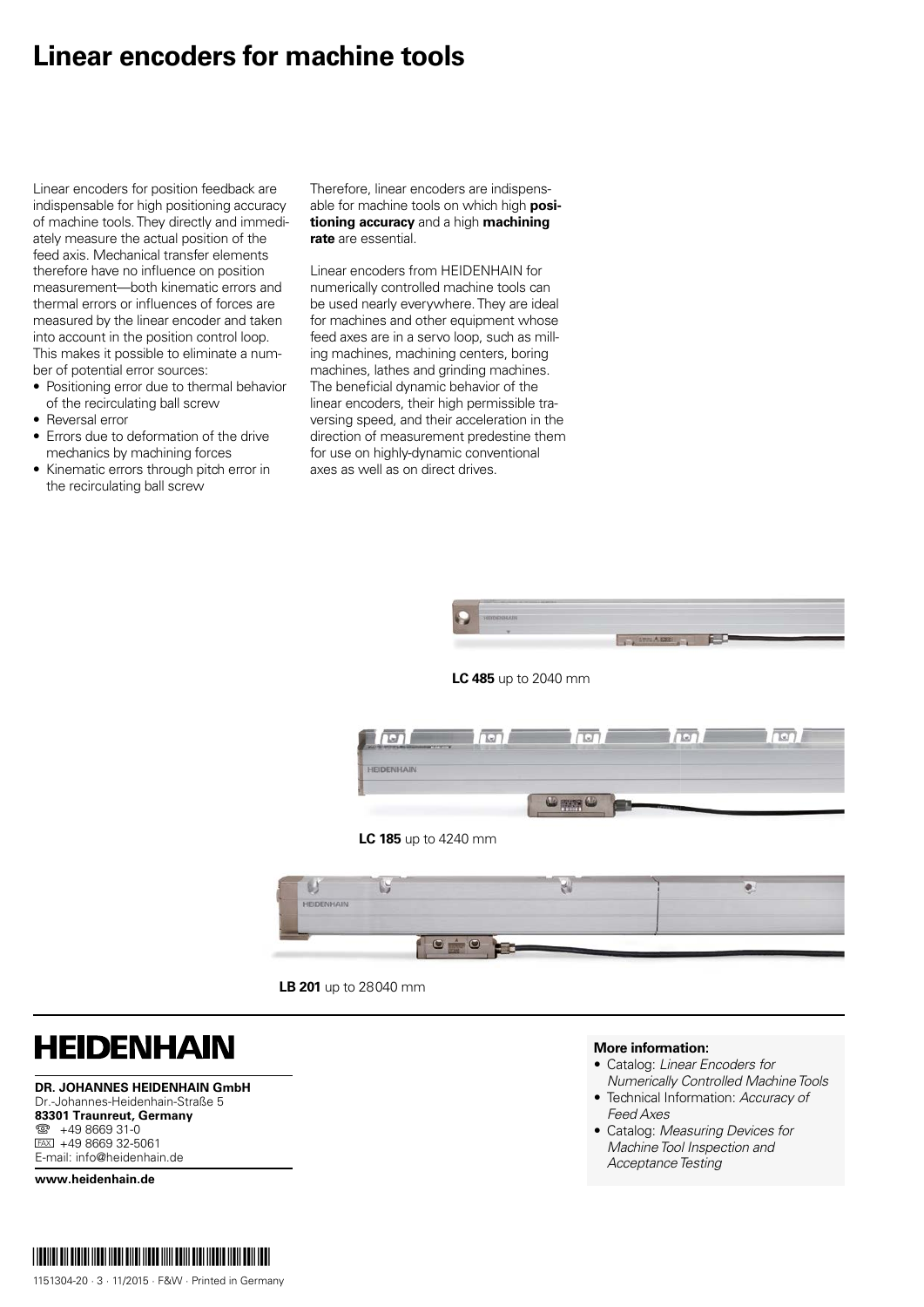# Linear encoders for machine tools

Linear encoders for position feedback are indispensable for high positioning accuracy of machine tools. They directly and immediately measure the actual position of the feed axis. Mechanical transfer elements therefore have no influence on position measurement—both kinematic errors and thermal errors or influences of forces are measured by the linear encoder and taken into account in the position control loop. This makes it possible to eliminate a number of potential error sources:

- Positioning error due to thermal behavior of the recirculating ball screw
- Reversal error
- Errors due to deformation of the drive mechanics by machining forces
- Kinematic errors through pitch error in the recirculating ball screw

Therefore, linear encoders are indispensable for machine tools on which high **positioning accuracy** and a high **machining rate** are essential.

Linear encoders from HEIDENHAIN for numerically controlled machine tools can be used nearly everywhere. They are ideal for machines and other equipment whose feed axes are in a servo loop, such as milling machines, machining centers, boring machines, lathes and grinding machines. The beneficial dynamic behavior of the linear encoders, their high permissible traversing speed, and their acceleration in the direction of measurement predestine them for use on highly-dynamic conventional axes as well as on direct drives.

**LC 485** up to 2040 mm

**LC 185** up to 4240 mm

**LB 201** up to 28040 mm

**HEIDENHAIN**

**DR. JOHANNES HEIDENHAIN GmbH**
Dr.-Johannes-Heidenhain-Straße 5
**83301 Traunreut, Germany**
+49 8669 31-0
FAX +49 8669 32-5061
E-mail: info@heidenhain.de

**www.heidenhain.de**

**More information:**

- Catalog: *Linear Encoders for Numerically Controlled Machine Tools*
- Technical Information: *Accuracy of Feed Axes*
- Catalog: *Measuring Devices for Machine Tool Inspection and Acceptance Testing*

1151304-20 · 3 · 11/2015 · F&W · Printed in Germany